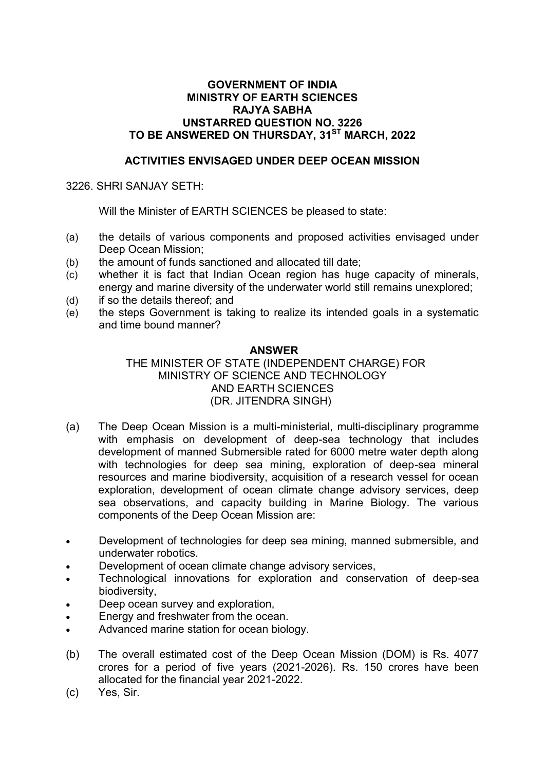**GOVERNMENT OF INDIA**
**MINISTRY OF EARTH SCIENCES**
**RAJYA SABHA**
**UNSTARRED QUESTION NO. 3226**
**TO BE ANSWERED ON THURSDAY, 31ST MARCH, 2022**

**ACTIVITIES ENVISAGED UNDER DEEP OCEAN MISSION**

3226. SHRI SANJAY SETH:

Will the Minister of EARTH SCIENCES be pleased to state:

(a) the details of various components and proposed activities envisaged under Deep Ocean Mission;
(b) the amount of funds sanctioned and allocated till date;
(c) whether it is fact that Indian Ocean region has huge capacity of minerals, energy and marine diversity of the underwater world still remains unexplored;
(d) if so the details thereof; and
(e) the steps Government is taking to realize its intended goals in a systematic and time bound manner?

**ANSWER**

THE MINISTER OF STATE (INDEPENDENT CHARGE) FOR MINISTRY OF SCIENCE AND TECHNOLOGY AND EARTH SCIENCES (DR. JITENDRA SINGH)

(a) The Deep Ocean Mission is a multi-ministerial, multi-disciplinary programme with emphasis on development of deep-sea technology that includes development of manned Submersible rated for 6000 metre water depth along with technologies for deep sea mining, exploration of deep-sea mineral resources and marine biodiversity, acquisition of a research vessel for ocean exploration, development of ocean climate change advisory services, deep sea observations, and capacity building in Marine Biology. The various components of the Deep Ocean Mission are:

- Development of technologies for deep sea mining, manned submersible, and underwater robotics.
- Development of ocean climate change advisory services,
- Technological innovations for exploration and conservation of deep-sea biodiversity,
- Deep ocean survey and exploration,
- Energy and freshwater from the ocean.
- Advanced marine station for ocean biology.

(b) The overall estimated cost of the Deep Ocean Mission (DOM) is Rs. 4077 crores for a period of five years (2021-2026). Rs. 150 crores have been allocated for the financial year 2021-2022.

(c) Yes, Sir.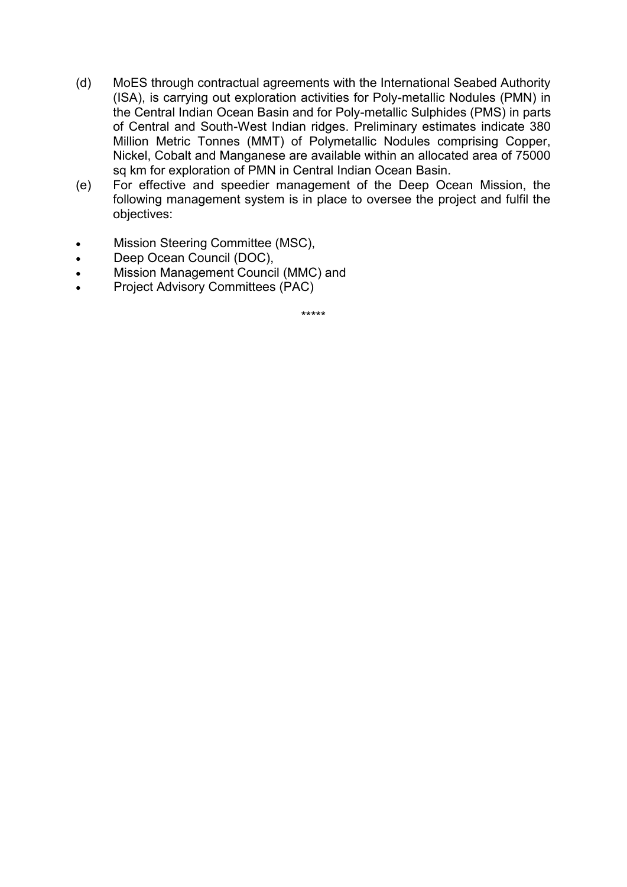(d) MoES through contractual agreements with the International Seabed Authority (ISA), is carrying out exploration activities for Poly-metallic Nodules (PMN) in the Central Indian Ocean Basin and for Poly-metallic Sulphides (PMS) in parts of Central and South-West Indian ridges. Preliminary estimates indicate 380 Million Metric Tonnes (MMT) of Polymetallic Nodules comprising Copper, Nickel, Cobalt and Manganese are available within an allocated area of 75000 sq km for exploration of PMN in Central Indian Ocean Basin.

(e) For effective and speedier management of the Deep Ocean Mission, the following management system is in place to oversee the project and fulfil the objectives:

- Mission Steering Committee (MSC),
- Deep Ocean Council (DOC),
- Mission Management Council (MMC) and
- Project Advisory Committees (PAC)

*****